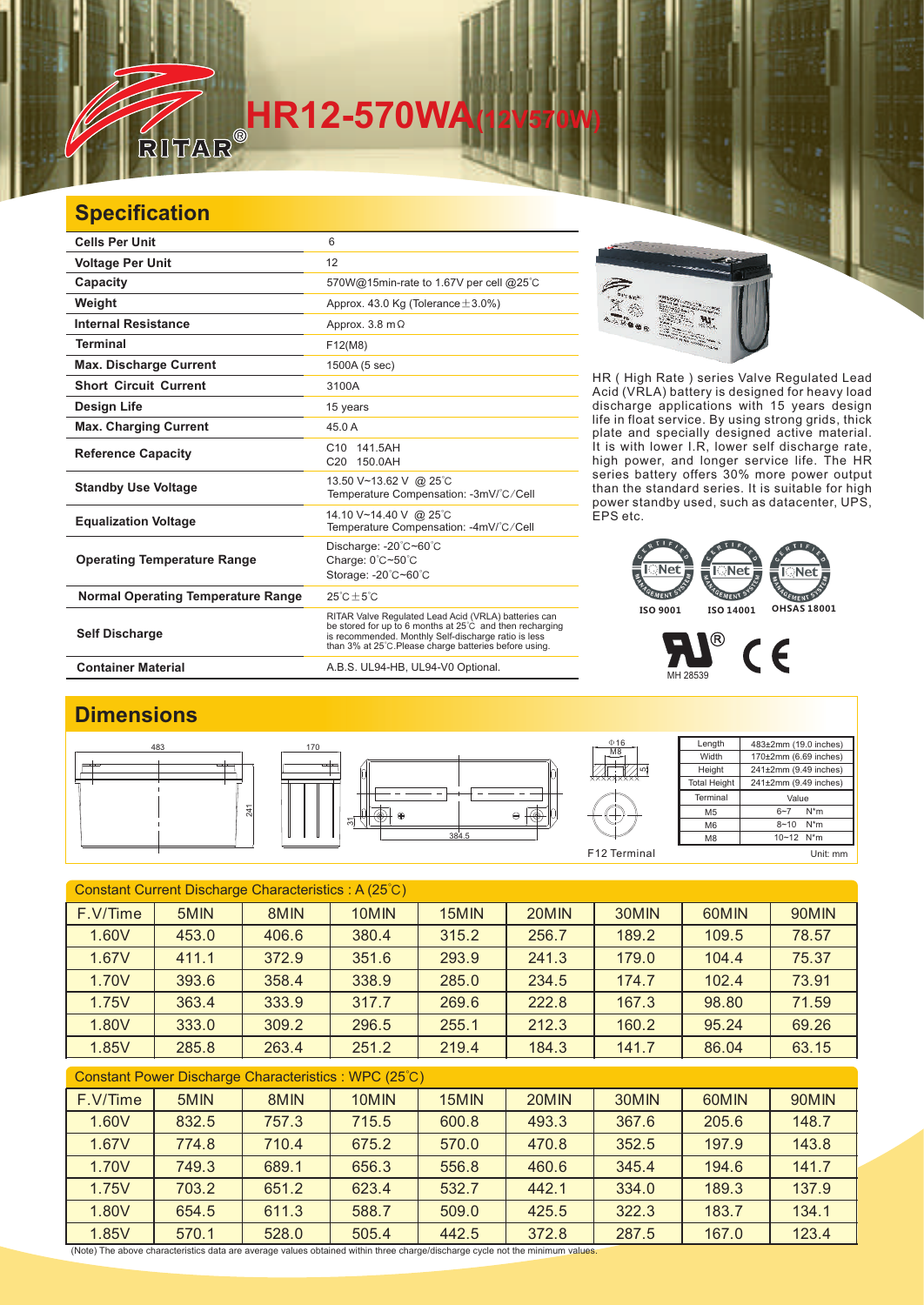# HR12-570WA(12V570W)

## Specification

| Cells Per Unit | 6 |
|---|---|
| Voltage Per Unit | 12 |
| Capacity | 570W@15min-rate to 1.67V per cell @25°C |
| Weight | Approx. 43.0 Kg (Tolerance±3.0%) |
| Internal Resistance | Approx. 3.8 mΩ |
| Terminal | F12(M8) |
| Max. Discharge Current | 1500A (5 sec) |
| Short Circuit Current | 3100A |
| Design Life | 15 years |
| Max. Charging Current | 45.0 A |
| Reference Capacity | C10 141.5AH<br>C20 150.0AH |
| Standby Use Voltage | 13.50 V~13.62 V @ 25°C<br>Temperature Compensation: -3mV/°C/Cell |
| Equalization Voltage | 14.10 V~14.40 V @ 25°C<br>Temperature Compensation: -4mV/°C/Cell |
| Operating Temperature Range | Discharge: -20°C~60°C<br>Charge: 0°C~50°C<br>Storage: -20°C~60°C |
| Normal Operating Temperature Range | 25°C±5°C |
| Self Discharge | RITAR Valve Regulated Lead Acid (VRLA) batteries can be stored for up to 6 months at 25°C and then recharging is recommended. Monthly Self-discharge ratio is less than 3% at 25°C.Please charge batteries before using. |
| Container Material | A.B.S. UL94-HB, UL94-V0 Optional. |

HR ( High Rate ) series Valve Regulated Lead Acid (VRLA) battery is designed for heavy load discharge applications with 15 years design life in float service. By using strong grids, thick plate and specially designed active material. It is with lower I.R, lower self discharge rate, high power, and longer service life. The HR series battery offers 30% more power output than the standard series. It is suitable for high power standby used, such as datacenter, UPS, EPS etc.

ISO 9001 ISO 14001 OHSAS 18001

MH 28539

## Dimensions

| Length | 483±2mm (19.0 inches) |
|---|---|
| Width | 170±2mm (6.69 inches) |
| Height | 241±2mm (9.49 inches) |
| Total Height | 241±2mm (9.49 inches) |

| Terminal | Value |
|---|---|
| M5 | 6~7 N*m |
| M6 | 8~10 N*m |
| M8 | 10~12 N*m |

F12 Terminal

Unit: mm

Constant Current Discharge Characteristics : A (25°C)

| F.V/Time | 5MIN | 8MIN | 10MIN | 15MIN | 20MIN | 30MIN | 60MIN | 90MIN |
|---|---|---|---|---|---|---|---|---|
| 1.60V | 453.0 | 406.6 | 380.4 | 315.2 | 256.7 | 189.2 | 109.5 | 78.57 |
| 1.67V | 411.1 | 372.9 | 351.6 | 293.9 | 241.3 | 179.0 | 104.4 | 75.37 |
| 1.70V | 393.6 | 358.4 | 338.9 | 285.0 | 234.5 | 174.7 | 102.4 | 73.91 |
| 1.75V | 363.4 | 333.9 | 317.7 | 269.6 | 222.8 | 167.3 | 98.80 | 71.59 |
| 1.80V | 333.0 | 309.2 | 296.5 | 255.1 | 212.3 | 160.2 | 95.24 | 69.26 |
| 1.85V | 285.8 | 263.4 | 251.2 | 219.4 | 184.3 | 141.7 | 86.04 | 63.15 |

Constant Power Discharge Characteristics : WPC (25°C)

| F.V/Time | 5MIN | 8MIN | 10MIN | 15MIN | 20MIN | 30MIN | 60MIN | 90MIN |
|---|---|---|---|---|---|---|---|---|
| 1.60V | 832.5 | 757.3 | 715.5 | 600.8 | 493.3 | 367.6 | 205.6 | 148.7 |
| 1.67V | 774.8 | 710.4 | 675.2 | 570.0 | 470.8 | 352.5 | 197.9 | 143.8 |
| 1.70V | 749.3 | 689.1 | 656.3 | 556.8 | 460.6 | 345.4 | 194.6 | 141.7 |
| 1.75V | 703.2 | 651.2 | 623.4 | 532.7 | 442.1 | 334.0 | 189.3 | 137.9 |
| 1.80V | 654.5 | 611.3 | 588.7 | 509.0 | 425.5 | 322.3 | 183.7 | 134.1 |
| 1.85V | 570.1 | 528.0 | 505.4 | 442.5 | 372.8 | 287.5 | 167.0 | 123.4 |

(Note) The above characteristics data are average values obtained within three charge/discharge cycle not the minimum values.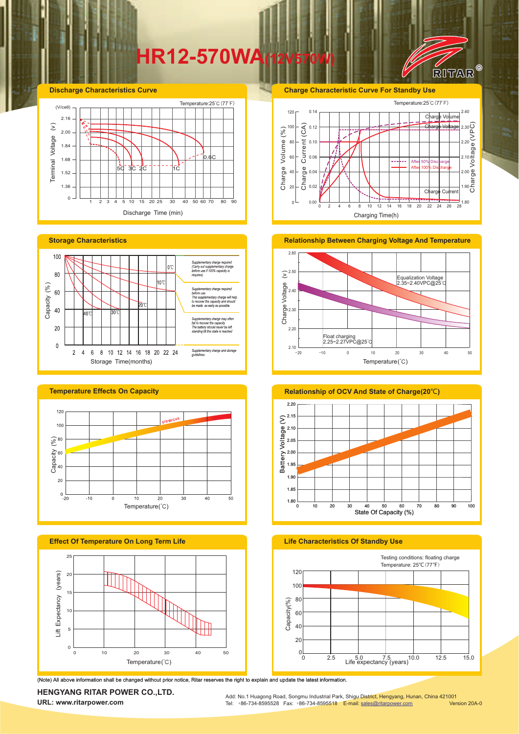# HR12-570WA(12V570W)

RITAR®

## Discharge Characteristics Curve

(V/cell)

Temperature:25°C (77°F)

2.16
2.00
1.84
1.68
1.52
1.36
0

Terminal Voltage (v)

5C 3C 2C 1C 0.6C

1 2 3 4 5 10 15 20 25 30 40 50 60 70 80 90

Discharge Time (min)

## Charge Characteristic Curve For Standby Use

Temperature:25°C (77°F)

Charge Volume (%): 0 20 40 60 80 100 120

Charge Current (CA): 0.00 0.02 0.04 0.06 0.10 0.12 0.14

Charge Voltage (VPC): 1.80 1.90 2.00 2.10 2.20 2.30 2.40

Charge Volume

Charge Voltage

After 50% Discharge

After 100% Discharge

Charge Current

0 2 4 6 8 10 12 14 16 18 20 22 24 26 28

Charging Time(h)

## Storage Characteristics

Capacity (%): 0 20 40 60 80 100

0°C 10°C 20°C 30°C 40°C

*Supplementary charge required (Carry out supplementary charge before use if 100% capacity is requires)*

*Supplementary charge required before use. This supplementary charge will help to recover the capacity and should be made as early as possible.*

*Supplementary charge may often fail to recover the capacity. The battery should never be left standing till this state is reached*

*Supplementary charge and storage guidelines*

2 4 6 8 10 12 14 16 18 20 22 24

Storage Time(months)

## Relationship Between Charging Voltage And Temperature

Charge Voltage (v): 2.10 2.20 2.30 2.40 2.50 2.60

Equalization Voltage 2.35~2.40VPC@25°C

Float charging 2.25~2.27VPC@25°C

−20 −10 0 10 20 30 40 50

Temperature(°C)

## Temperature Effects On Capacity

Capacity (%): 0 20 40 60 80 100 120

570W/Cell

-20 -10 0 10 20 30 40 50

Temperature(°C)

## Relationship of OCV And State of Charge(20℃)

Battery Voltage (V): 1.80 1.85 1.90 1.95 2.00 2.05 2.10 2.15 2.20

0 10 20 30 40 50 60 70 80 90 100

State Of Capacity (%)

## Effect Of Temperature On Long Term Life

Lift Expectancy (years): 0 5 10 15 20 25

0 10 20 30 40 50

Temperature(°C)

## Life Characteristics Of Standby Use

Testing conditions: floating charge
Temperature: 25℃(77℉)

Capacity(%): 0 20 40 60 80 100 120

0 2.5 5.0 7.5 10.0 12.5 15.0

Life expectancy (years)

(Note) All above information shall be changed without prior notice, Ritar reserves the right to explain and update the latest information.

**HENGYANG RITAR POWER CO.,LTD.**

**URL: www.ritarpower.com**

Add: No.1 Huagong Road, Songmu Industrial Park, Shigu District, Hengyang, Hunan, China 421001

Tel: +86-734-8595528 Fax: +86-734-8595518 E-mail: sales@ritarpower.com

Version 20A-0